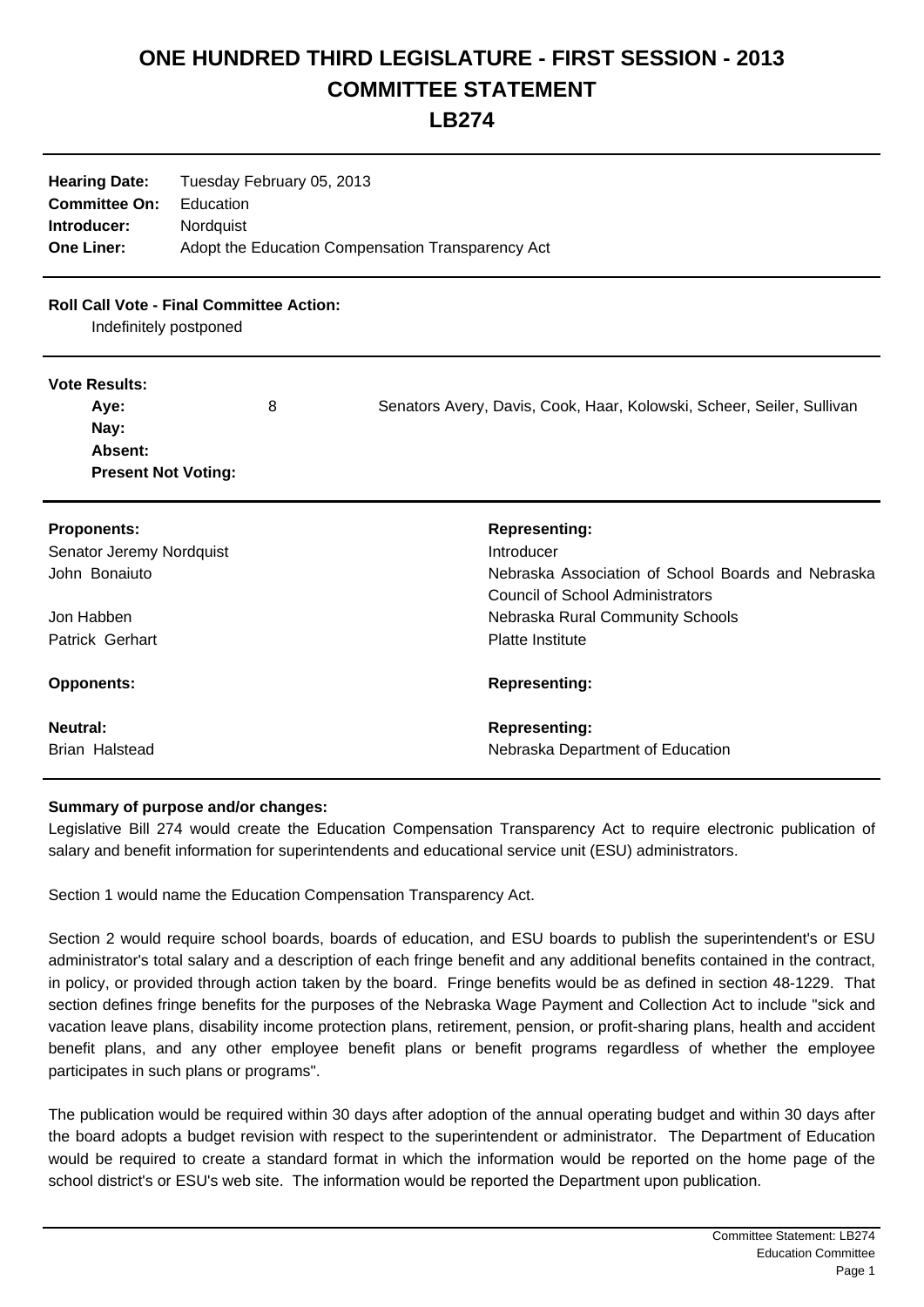# ONE HUNDRED THIRD LEGISLATURE - FIRST SESSION - 2013
# COMMITTEE STATEMENT
# LB274

**Hearing Date:** Tuesday February 05, 2013
**Committee On:** Education
**Introducer:** Nordquist
**One Liner:** Adopt the Education Compensation Transparency Act

**Roll Call Vote - Final Committee Action:**
Indefinitely postponed

**Vote Results:**

| | | |
|---|---|---|
| **Aye:** | 8 | Senators Avery, Davis, Cook, Haar, Kolowski, Scheer, Seiler, Sullivan |
| **Nay:** | | |
| **Absent:** | | |
| **Present Not Voting:** | | |

| **Proponents:** | **Representing:** |
|---|---|
| Senator Jeremy Nordquist | Introducer |
| John Bonaiuto | Nebraska Association of School Boards and Nebraska Council of School Administrators |
| Jon Habben | Nebraska Rural Community Schools |
| Patrick Gerhart | Platte Institute |
| **Opponents:** | **Representing:** |
| **Neutral:** | **Representing:** |
| Brian Halstead | Nebraska Department of Education |

**Summary of purpose and/or changes:**

Legislative Bill 274 would create the Education Compensation Transparency Act to require electronic publication of salary and benefit information for superintendents and educational service unit (ESU) administrators.

Section 1 would name the Education Compensation Transparency Act.

Section 2 would require school boards, boards of education, and ESU boards to publish the superintendent's or ESU administrator's total salary and a description of each fringe benefit and any additional benefits contained in the contract, in policy, or provided through action taken by the board. Fringe benefits would be as defined in section 48-1229. That section defines fringe benefits for the purposes of the Nebraska Wage Payment and Collection Act to include "sick and vacation leave plans, disability income protection plans, retirement, pension, or profit-sharing plans, health and accident benefit plans, and any other employee benefit plans or benefit programs regardless of whether the employee participates in such plans or programs".

The publication would be required within 30 days after adoption of the annual operating budget and within 30 days after the board adopts a budget revision with respect to the superintendent or administrator. The Department of Education would be required to create a standard format in which the information would be reported on the home page of the school district's or ESU's web site. The information would be reported the Department upon publication.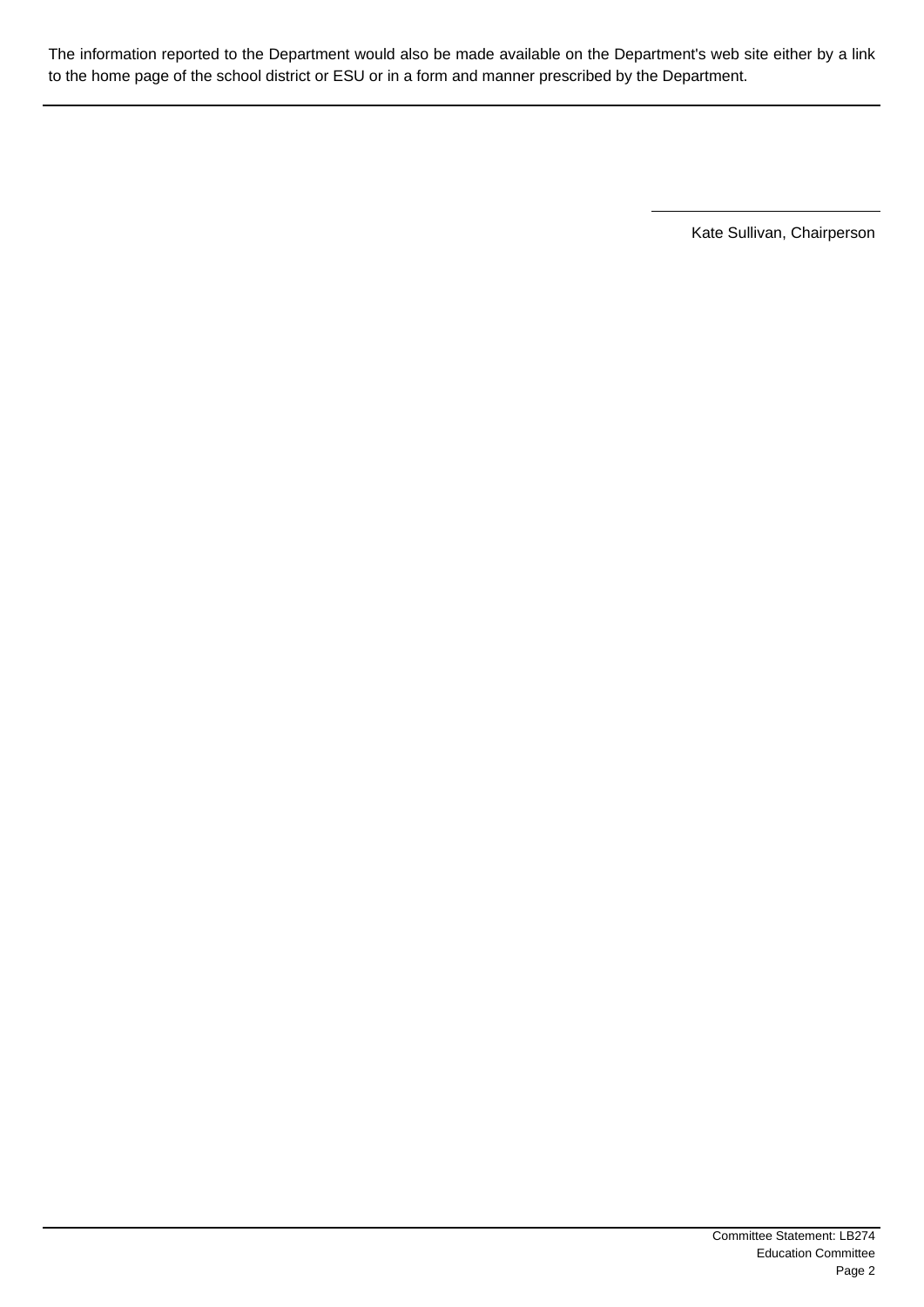The information reported to the Department would also be made available on the Department's web site either by a link to the home page of the school district or ESU or in a form and manner prescribed by the Department.

---

Kate Sullivan, Chairperson